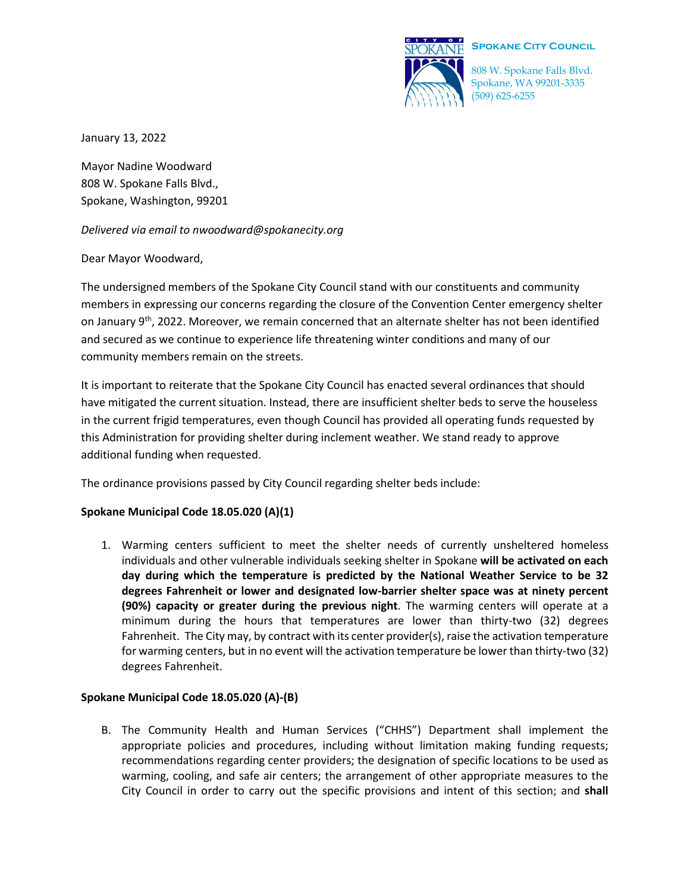**Spokane City Council**

808 W. Spokane Falls Blvd.
Spokane, WA 99201-3335
(509) 625-6255

January 13, 2022

Mayor Nadine Woodward
808 W. Spokane Falls Blvd.,
Spokane, Washington, 99201

*Delivered via email to nwoodward@spokanecity.org*

Dear Mayor Woodward,

The undersigned members of the Spokane City Council stand with our constituents and community members in expressing our concerns regarding the closure of the Convention Center emergency shelter on January 9th, 2022. Moreover, we remain concerned that an alternate shelter has not been identified and secured as we continue to experience life threatening winter conditions and many of our community members remain on the streets.

It is important to reiterate that the Spokane City Council has enacted several ordinances that should have mitigated the current situation. Instead, there are insufficient shelter beds to serve the houseless in the current frigid temperatures, even though Council has provided all operating funds requested by this Administration for providing shelter during inclement weather. We stand ready to approve additional funding when requested.

The ordinance provisions passed by City Council regarding shelter beds include:

**Spokane Municipal Code 18.05.020 (A)(1)**

1. Warming centers sufficient to meet the shelter needs of currently unsheltered homeless individuals and other vulnerable individuals seeking shelter in Spokane **will be activated on each day during which the temperature is predicted by the National Weather Service to be 32 degrees Fahrenheit or lower and designated low-barrier shelter space was at ninety percent (90%) capacity or greater during the previous night**. The warming centers will operate at a minimum during the hours that temperatures are lower than thirty-two (32) degrees Fahrenheit. The City may, by contract with its center provider(s), raise the activation temperature for warming centers, but in no event will the activation temperature be lower than thirty-two (32) degrees Fahrenheit.

**Spokane Municipal Code 18.05.020 (A)-(B)**

B. The Community Health and Human Services ("CHHS") Department shall implement the appropriate policies and procedures, including without limitation making funding requests; recommendations regarding center providers; the designation of specific locations to be used as warming, cooling, and safe air centers; the arrangement of other appropriate measures to the City Council in order to carry out the specific provisions and intent of this section; and **shall**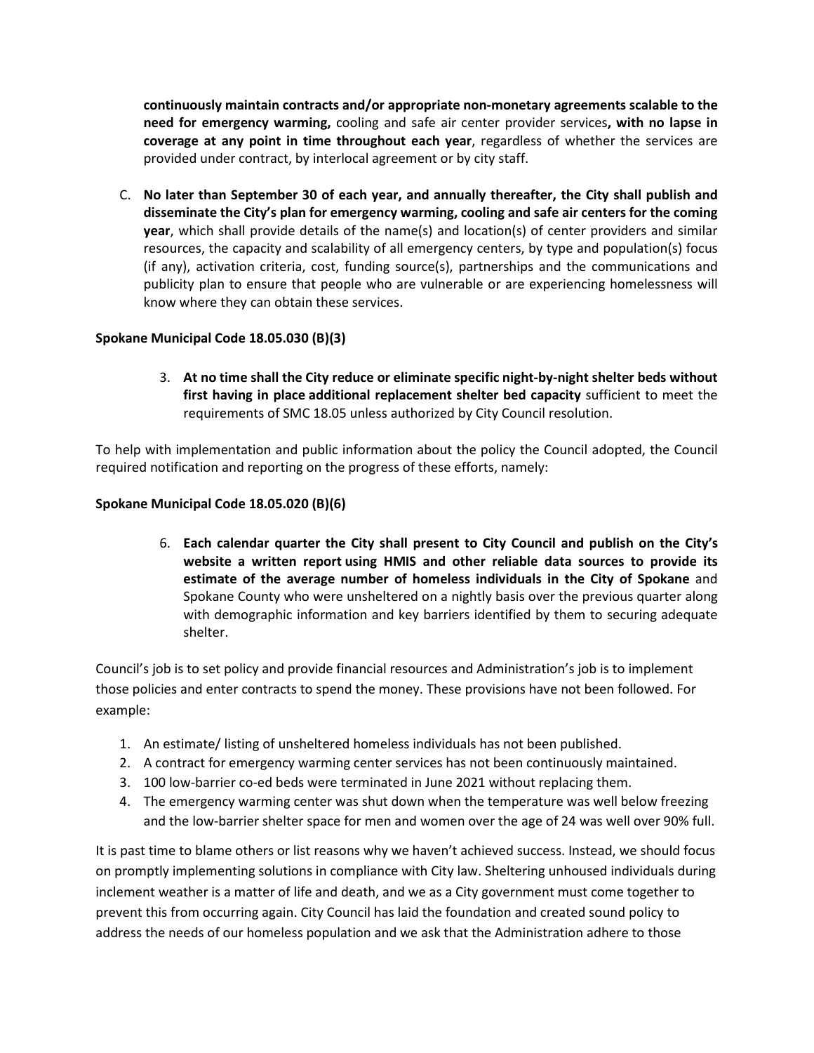**continuously maintain contracts and/or appropriate non-monetary agreements scalable to the need for emergency warming,** cooling and safe air center provider services**, with no lapse in coverage at any point in time throughout each year**, regardless of whether the services are provided under contract, by interlocal agreement or by city staff.

C. **No later than September 30 of each year, and annually thereafter, the City shall publish and disseminate the City's plan for emergency warming, cooling and safe air centers for the coming year**, which shall provide details of the name(s) and location(s) of center providers and similar resources, the capacity and scalability of all emergency centers, by type and population(s) focus (if any), activation criteria, cost, funding source(s), partnerships and the communications and publicity plan to ensure that people who are vulnerable or are experiencing homelessness will know where they can obtain these services.

**Spokane Municipal Code 18.05.030 (B)(3)**

3. **At no time shall the City reduce or eliminate specific night-by-night shelter beds without first having in place additional replacement shelter bed capacity** sufficient to meet the requirements of SMC 18.05 unless authorized by City Council resolution.

To help with implementation and public information about the policy the Council adopted, the Council required notification and reporting on the progress of these efforts, namely:

**Spokane Municipal Code 18.05.020 (B)(6)**

6. **Each calendar quarter the City shall present to City Council and publish on the City's website a written report using HMIS and other reliable data sources to provide its estimate of the average number of homeless individuals in the City of Spokane** and Spokane County who were unsheltered on a nightly basis over the previous quarter along with demographic information and key barriers identified by them to securing adequate shelter.

Council's job is to set policy and provide financial resources and Administration's job is to implement those policies and enter contracts to spend the money. These provisions have not been followed. For example:

1. An estimate/ listing of unsheltered homeless individuals has not been published.
2. A contract for emergency warming center services has not been continuously maintained.
3. 100 low-barrier co-ed beds were terminated in June 2021 without replacing them.
4. The emergency warming center was shut down when the temperature was well below freezing and the low-barrier shelter space for men and women over the age of 24 was well over 90% full.

It is past time to blame others or list reasons why we haven't achieved success. Instead, we should focus on promptly implementing solutions in compliance with City law. Sheltering unhoused individuals during inclement weather is a matter of life and death, and we as a City government must come together to prevent this from occurring again. City Council has laid the foundation and created sound policy to address the needs of our homeless population and we ask that the Administration adhere to those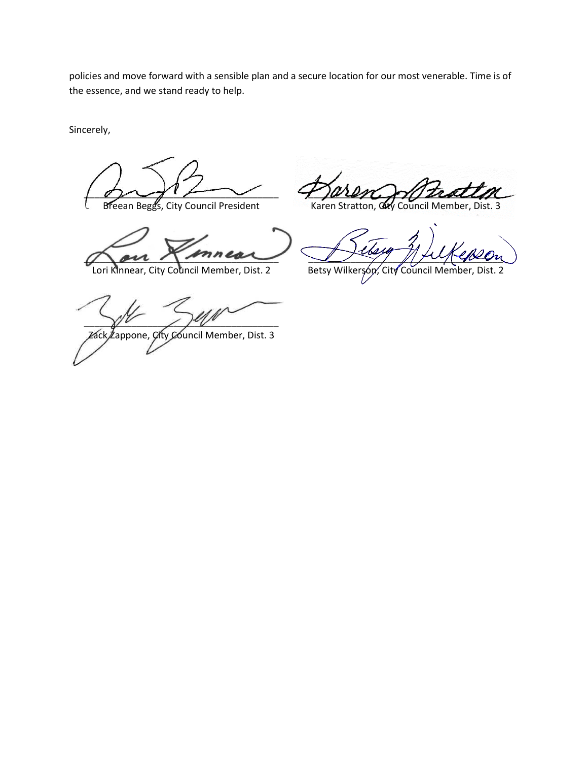policies and move forward with a sensible plan and a secure location for our most venerable. Time is of the essence, and we stand ready to help.

Sincerely,

Breean Beggs, City Council President

Karen Stratton, City Council Member, Dist. 3

Lori Kinnear, City Council Member, Dist. 2

Betsy Wilkerson, City Council Member, Dist. 2

Zack Zappone, City Council Member, Dist. 3